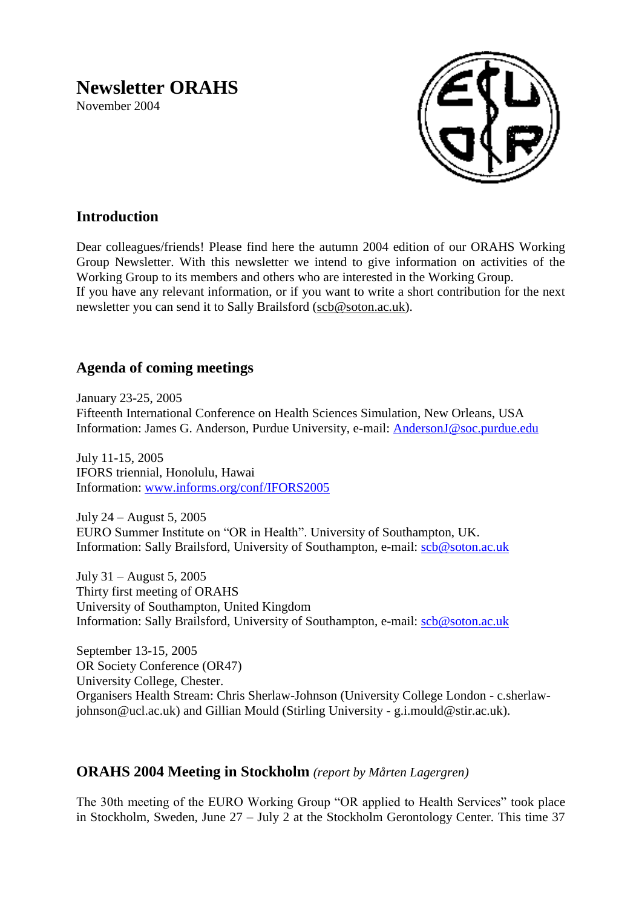# Newsletter ORAHS

November 2004

## Introduction

Dear colleagues/friends! Please find here the autumn 2004 edition of our ORAHS Working Group Newsletter. With this newsletter we intend to give information on activities of the Working Group to its members and others who are interested in the Working Group.
If you have any relevant information, or if you want to write a short contribution for the next newsletter you can send it to Sally Brailsford (scb@soton.ac.uk).

## Agenda of coming meetings

January 23-25, 2005
Fifteenth International Conference on Health Sciences Simulation, New Orleans, USA
Information: James G. Anderson, Purdue University, e-mail: AndersonJ@soc.purdue.edu

July 11-15, 2005
IFORS triennial, Honolulu, Hawai
Information: www.informs.org/conf/IFORS2005

July 24 – August 5, 2005
EURO Summer Institute on "OR in Health". University of Southampton, UK.
Information: Sally Brailsford, University of Southampton, e-mail: scb@soton.ac.uk

July 31 – August 5, 2005
Thirty first meeting of ORAHS
University of Southampton, United Kingdom
Information: Sally Brailsford, University of Southampton, e-mail: scb@soton.ac.uk

September 13-15, 2005
OR Society Conference (OR47)
University College, Chester.
Organisers Health Stream: Chris Sherlaw-Johnson (University College London - c.sherlaw-johnson@ucl.ac.uk) and Gillian Mould (Stirling University - g.i.mould@stir.ac.uk).

## ORAHS 2004 Meeting in Stockholm *(report by Mårten Lagergren)*

The 30th meeting of the EURO Working Group "OR applied to Health Services" took place in Stockholm, Sweden, June 27 – July 2 at the Stockholm Gerontology Center. This time 37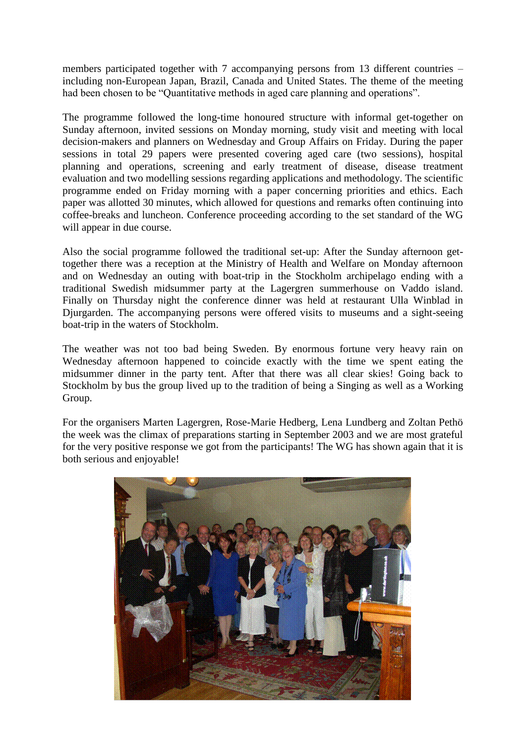members participated together with 7 accompanying persons from 13 different countries – including non-European Japan, Brazil, Canada and United States. The theme of the meeting had been chosen to be "Quantitative methods in aged care planning and operations".

The programme followed the long-time honoured structure with informal get-together on Sunday afternoon, invited sessions on Monday morning, study visit and meeting with local decision-makers and planners on Wednesday and Group Affairs on Friday. During the paper sessions in total 29 papers were presented covering aged care (two sessions), hospital planning and operations, screening and early treatment of disease, disease treatment evaluation and two modelling sessions regarding applications and methodology. The scientific programme ended on Friday morning with a paper concerning priorities and ethics. Each paper was allotted 30 minutes, which allowed for questions and remarks often continuing into coffee-breaks and luncheon. Conference proceeding according to the set standard of the WG will appear in due course.

Also the social programme followed the traditional set-up: After the Sunday afternoon get-together there was a reception at the Ministry of Health and Welfare on Monday afternoon and on Wednesday an outing with boat-trip in the Stockholm archipelago ending with a traditional Swedish midsummer party at the Lagergren summerhouse on Vaddo island. Finally on Thursday night the conference dinner was held at restaurant Ulla Winblad in Djurgarden. The accompanying persons were offered visits to museums and a sight-seeing boat-trip in the waters of Stockholm.

The weather was not too bad being Sweden. By enormous fortune very heavy rain on Wednesday afternoon happened to coincide exactly with the time we spent eating the midsummer dinner in the party tent. After that there was all clear skies! Going back to Stockholm by bus the group lived up to the tradition of being a Singing as well as a Working Group.

For the organisers Marten Lagergren, Rose-Marie Hedberg, Lena Lundberg and Zoltan Pethö the week was the climax of preparations starting in September 2003 and we are most grateful for the very positive response we got from the participants! The WG has shown again that it is both serious and enjoyable!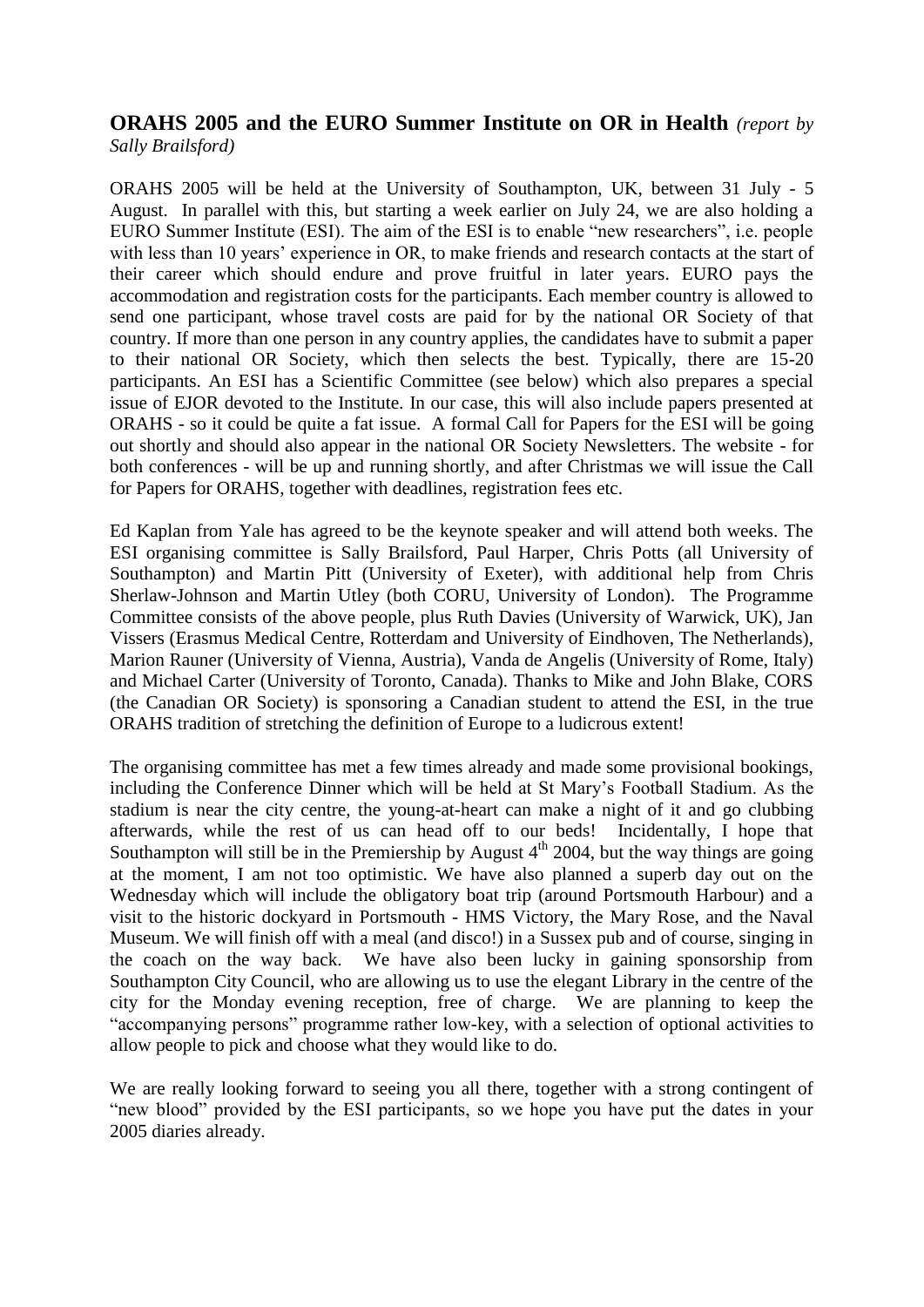## ORAHS 2005 and the EURO Summer Institute on OR in Health *(report by Sally Brailsford)*

ORAHS 2005 will be held at the University of Southampton, UK, between 31 July - 5 August. In parallel with this, but starting a week earlier on July 24, we are also holding a EURO Summer Institute (ESI). The aim of the ESI is to enable "new researchers", i.e. people with less than 10 years' experience in OR, to make friends and research contacts at the start of their career which should endure and prove fruitful in later years. EURO pays the accommodation and registration costs for the participants. Each member country is allowed to send one participant, whose travel costs are paid for by the national OR Society of that country. If more than one person in any country applies, the candidates have to submit a paper to their national OR Society, which then selects the best. Typically, there are 15-20 participants. An ESI has a Scientific Committee (see below) which also prepares a special issue of EJOR devoted to the Institute. In our case, this will also include papers presented at ORAHS - so it could be quite a fat issue. A formal Call for Papers for the ESI will be going out shortly and should also appear in the national OR Society Newsletters. The website - for both conferences - will be up and running shortly, and after Christmas we will issue the Call for Papers for ORAHS, together with deadlines, registration fees etc.

Ed Kaplan from Yale has agreed to be the keynote speaker and will attend both weeks. The ESI organising committee is Sally Brailsford, Paul Harper, Chris Potts (all University of Southampton) and Martin Pitt (University of Exeter), with additional help from Chris Sherlaw-Johnson and Martin Utley (both CORU, University of London). The Programme Committee consists of the above people, plus Ruth Davies (University of Warwick, UK), Jan Vissers (Erasmus Medical Centre, Rotterdam and University of Eindhoven, The Netherlands), Marion Rauner (University of Vienna, Austria), Vanda de Angelis (University of Rome, Italy) and Michael Carter (University of Toronto, Canada). Thanks to Mike and John Blake, CORS (the Canadian OR Society) is sponsoring a Canadian student to attend the ESI, in the true ORAHS tradition of stretching the definition of Europe to a ludicrous extent!

The organising committee has met a few times already and made some provisional bookings, including the Conference Dinner which will be held at St Mary's Football Stadium. As the stadium is near the city centre, the young-at-heart can make a night of it and go clubbing afterwards, while the rest of us can head off to our beds! Incidentally, I hope that Southampton will still be in the Premiership by August 4th 2004, but the way things are going at the moment, I am not too optimistic. We have also planned a superb day out on the Wednesday which will include the obligatory boat trip (around Portsmouth Harbour) and a visit to the historic dockyard in Portsmouth - HMS Victory, the Mary Rose, and the Naval Museum. We will finish off with a meal (and disco!) in a Sussex pub and of course, singing in the coach on the way back. We have also been lucky in gaining sponsorship from Southampton City Council, who are allowing us to use the elegant Library in the centre of the city for the Monday evening reception, free of charge. We are planning to keep the "accompanying persons" programme rather low-key, with a selection of optional activities to allow people to pick and choose what they would like to do.

We are really looking forward to seeing you all there, together with a strong contingent of "new blood" provided by the ESI participants, so we hope you have put the dates in your 2005 diaries already.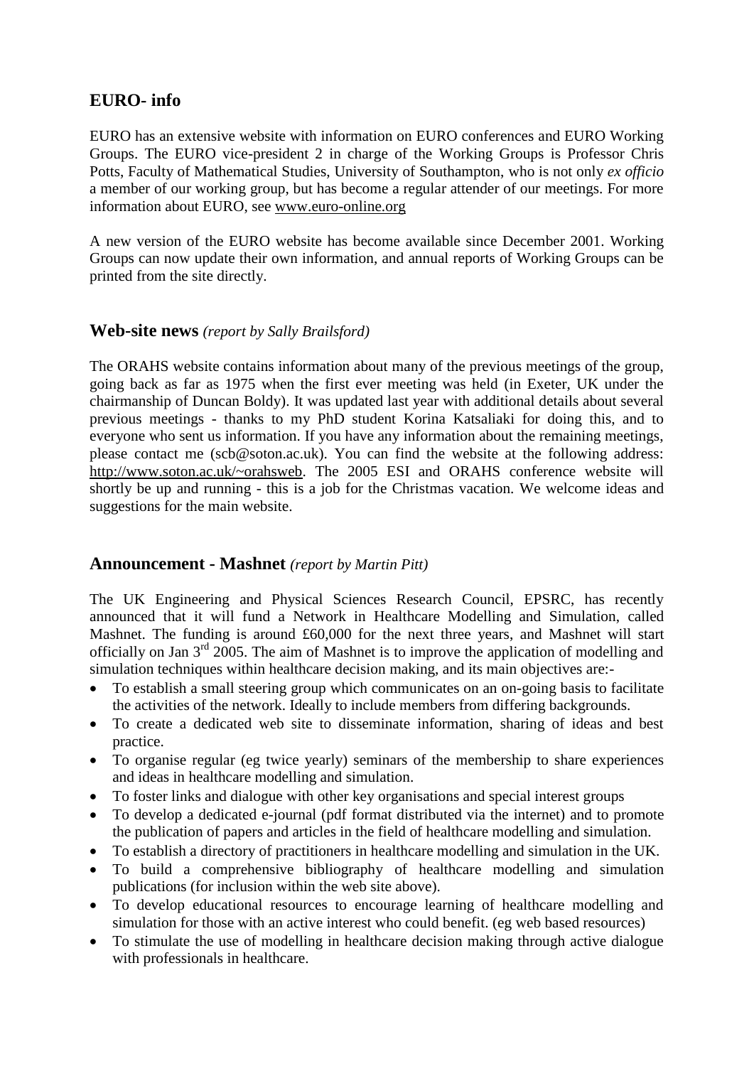## EURO- info

EURO has an extensive website with information on EURO conferences and EURO Working Groups. The EURO vice-president 2 in charge of the Working Groups is Professor Chris Potts, Faculty of Mathematical Studies, University of Southampton, who is not only *ex officio* a member of our working group, but has become a regular attender of our meetings. For more information about EURO, see www.euro-online.org

A new version of the EURO website has become available since December 2001. Working Groups can now update their own information, and annual reports of Working Groups can be printed from the site directly.

## Web-site news *(report by Sally Brailsford)*

The ORAHS website contains information about many of the previous meetings of the group, going back as far as 1975 when the first ever meeting was held (in Exeter, UK under the chairmanship of Duncan Boldy). It was updated last year with additional details about several previous meetings - thanks to my PhD student Korina Katsaliaki for doing this, and to everyone who sent us information. If you have any information about the remaining meetings, please contact me (scb@soton.ac.uk). You can find the website at the following address: http://www.soton.ac.uk/~orahsweb. The 2005 ESI and ORAHS conference website will shortly be up and running - this is a job for the Christmas vacation. We welcome ideas and suggestions for the main website.

## Announcement - Mashnet *(report by Martin Pitt)*

The UK Engineering and Physical Sciences Research Council, EPSRC, has recently announced that it will fund a Network in Healthcare Modelling and Simulation, called Mashnet. The funding is around £60,000 for the next three years, and Mashnet will start officially on Jan 3rd 2005. The aim of Mashnet is to improve the application of modelling and simulation techniques within healthcare decision making, and its main objectives are:-

- To establish a small steering group which communicates on an on-going basis to facilitate the activities of the network. Ideally to include members from differing backgrounds.
- To create a dedicated web site to disseminate information, sharing of ideas and best practice.
- To organise regular (eg twice yearly) seminars of the membership to share experiences and ideas in healthcare modelling and simulation.
- To foster links and dialogue with other key organisations and special interest groups
- To develop a dedicated e-journal (pdf format distributed via the internet) and to promote the publication of papers and articles in the field of healthcare modelling and simulation.
- To establish a directory of practitioners in healthcare modelling and simulation in the UK.
- To build a comprehensive bibliography of healthcare modelling and simulation publications (for inclusion within the web site above).
- To develop educational resources to encourage learning of healthcare modelling and simulation for those with an active interest who could benefit. (eg web based resources)
- To stimulate the use of modelling in healthcare decision making through active dialogue with professionals in healthcare.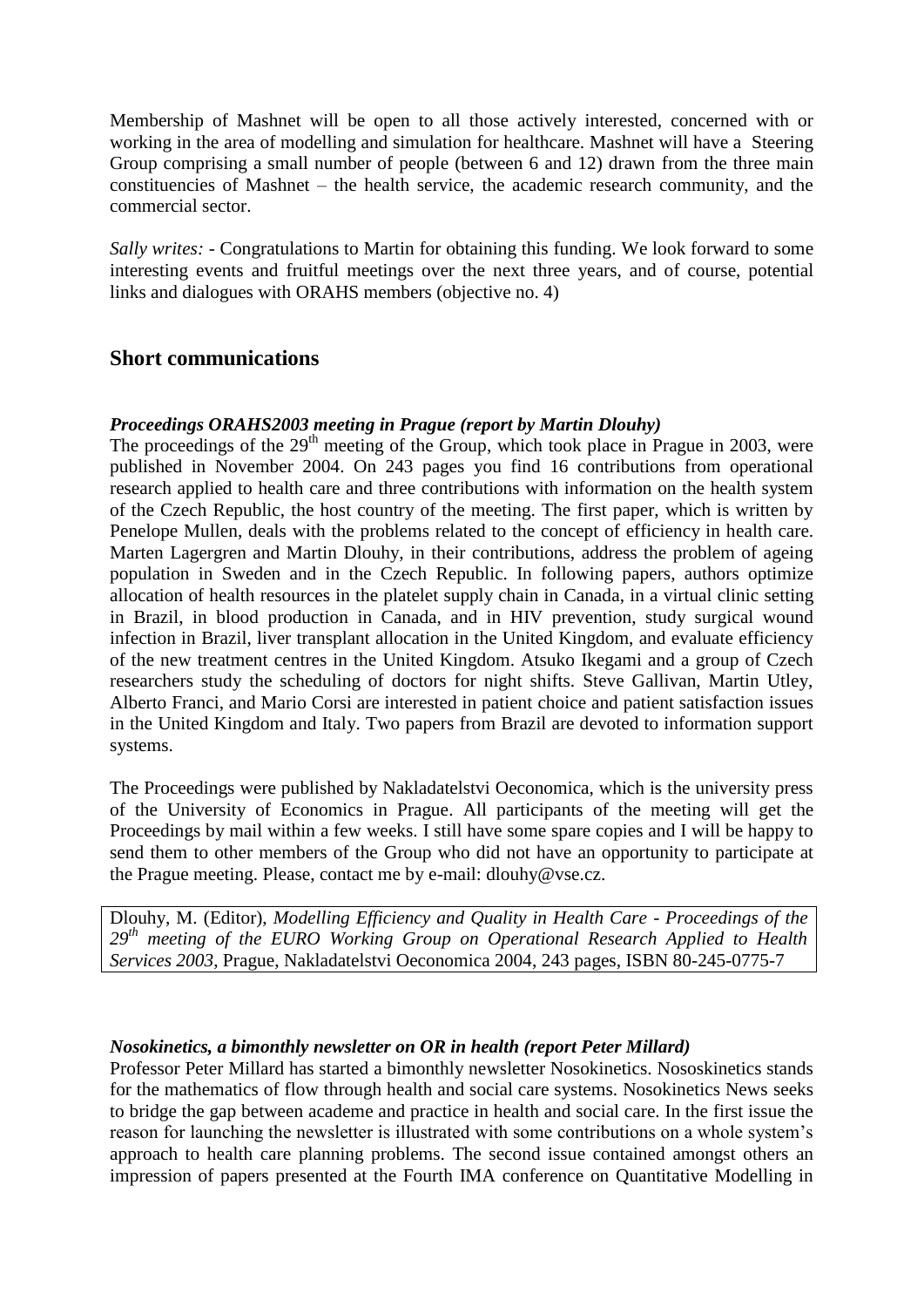Membership of Mashnet will be open to all those actively interested, concerned with or working in the area of modelling and simulation for healthcare. Mashnet will have a Steering Group comprising a small number of people (between 6 and 12) drawn from the three main constituencies of Mashnet – the health service, the academic research community, and the commercial sector.

*Sally writes:* - Congratulations to Martin for obtaining this funding. We look forward to some interesting events and fruitful meetings over the next three years, and of course, potential links and dialogues with ORAHS members (objective no. 4)

## Short communications

### *Proceedings ORAHS2003 meeting in Prague (report by Martin Dlouhy)*

The proceedings of the 29th meeting of the Group, which took place in Prague in 2003, were published in November 2004. On 243 pages you find 16 contributions from operational research applied to health care and three contributions with information on the health system of the Czech Republic, the host country of the meeting. The first paper, which is written by Penelope Mullen, deals with the problems related to the concept of efficiency in health care. Marten Lagergren and Martin Dlouhy, in their contributions, address the problem of ageing population in Sweden and in the Czech Republic. In following papers, authors optimize allocation of health resources in the platelet supply chain in Canada, in a virtual clinic setting in Brazil, in blood production in Canada, and in HIV prevention, study surgical wound infection in Brazil, liver transplant allocation in the United Kingdom, and evaluate efficiency of the new treatment centres in the United Kingdom. Atsuko Ikegami and a group of Czech researchers study the scheduling of doctors for night shifts. Steve Gallivan, Martin Utley, Alberto Franci, and Mario Corsi are interested in patient choice and patient satisfaction issues in the United Kingdom and Italy. Two papers from Brazil are devoted to information support systems.

The Proceedings were published by Nakladatelstvi Oeconomica, which is the university press of the University of Economics in Prague. All participants of the meeting will get the Proceedings by mail within a few weeks. I still have some spare copies and I will be happy to send them to other members of the Group who did not have an opportunity to participate at the Prague meeting. Please, contact me by e-mail: dlouhy@vse.cz.

Dlouhy, M. (Editor), *Modelling Efficiency and Quality in Health Care - Proceedings of the 29th meeting of the EURO Working Group on Operational Research Applied to Health Services 2003*, Prague, Nakladatelstvi Oeconomica 2004, 243 pages, ISBN 80-245-0775-7

### *Nosokinetics, a bimonthly newsletter on OR in health (report Peter Millard)*

Professor Peter Millard has started a bimonthly newsletter Nosokinetics. Nososkinetics stands for the mathematics of flow through health and social care systems. Nosokinetics News seeks to bridge the gap between academe and practice in health and social care. In the first issue the reason for launching the newsletter is illustrated with some contributions on a whole system's approach to health care planning problems. The second issue contained amongst others an impression of papers presented at the Fourth IMA conference on Quantitative Modelling in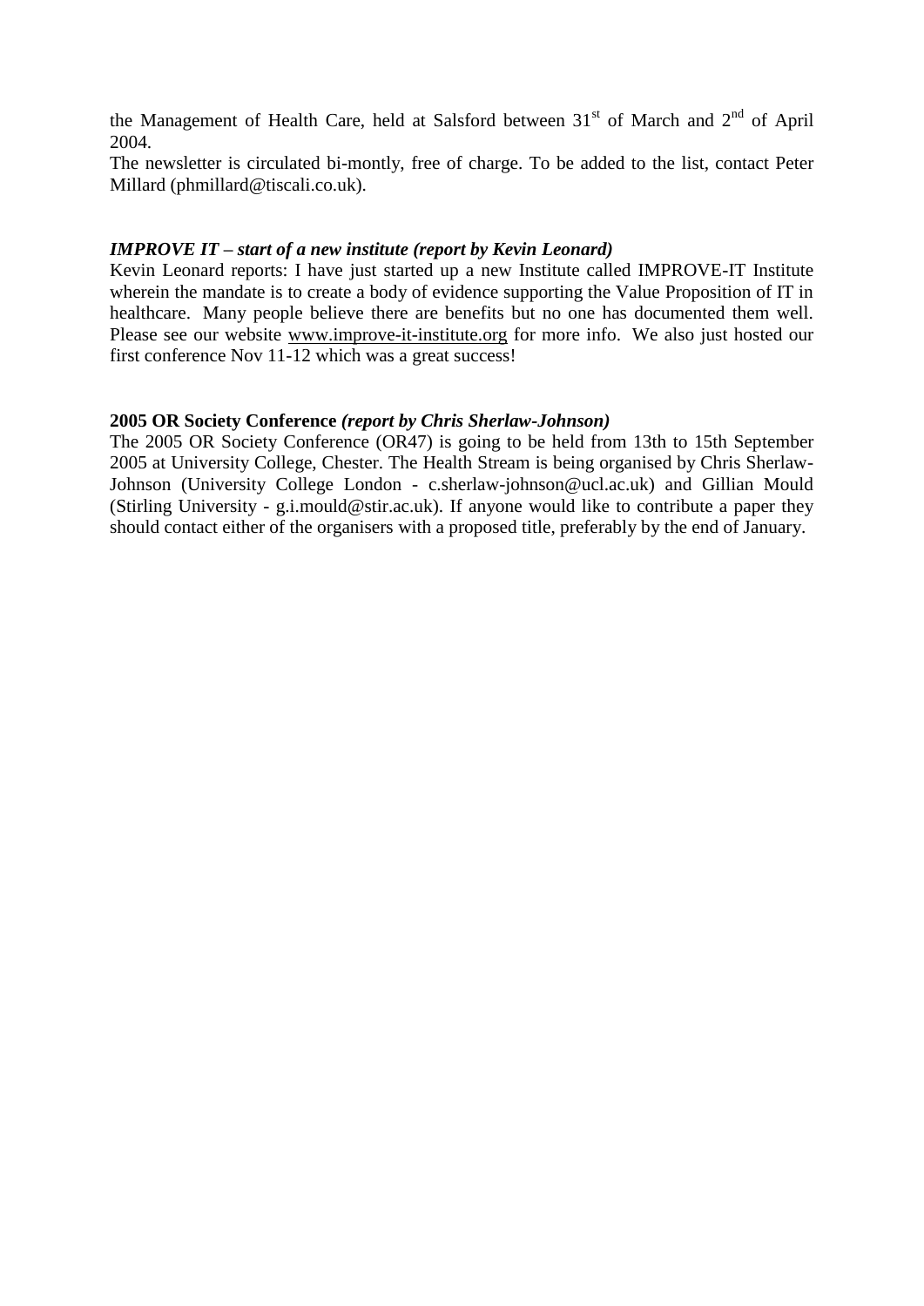the Management of Health Care, held at Salsford between 31st of March and 2nd of April 2004.

The newsletter is circulated bi-montly, free of charge. To be added to the list, contact Peter Millard (phmillard@tiscali.co.uk).

***IMPROVE IT – start of a new institute (report by Kevin Leonard)***

Kevin Leonard reports: I have just started up a new Institute called IMPROVE-IT Institute wherein the mandate is to create a body of evidence supporting the Value Proposition of IT in healthcare. Many people believe there are benefits but no one has documented them well. Please see our website www.improve-it-institute.org for more info. We also just hosted our first conference Nov 11-12 which was a great success!

**2005 OR Society Conference *(report by Chris Sherlaw-Johnson)***

The 2005 OR Society Conference (OR47) is going to be held from 13th to 15th September 2005 at University College, Chester. The Health Stream is being organised by Chris Sherlaw-Johnson (University College London - c.sherlaw-johnson@ucl.ac.uk) and Gillian Mould (Stirling University - g.i.mould@stir.ac.uk). If anyone would like to contribute a paper they should contact either of the organisers with a proposed title, preferably by the end of January.